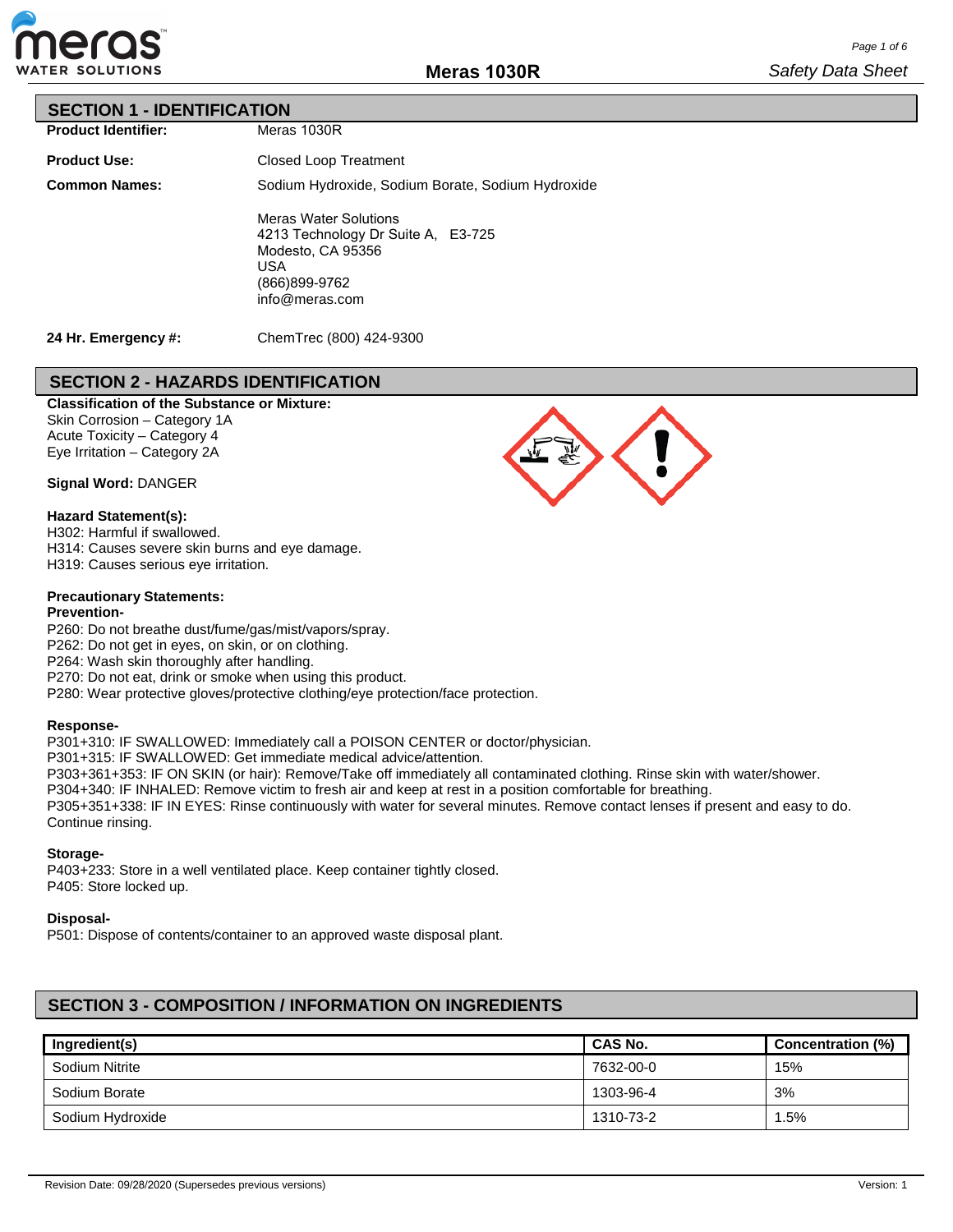# Meras 1030R

*Safety Data Sheet*

## SECTION 1 - IDENTIFICATION

**Product Identifier:** Meras 1030R

**Product Use:** Closed Loop Treatment

**Common Names:** Sodium Hydroxide, Sodium Borate, Sodium Hydroxide

Meras Water Solutions
4213 Technology Dr Suite A, E3-725
Modesto, CA 95356
USA
(866)899-9762
info@meras.com

**24 Hr. Emergency #:** ChemTrec (800) 424-9300

## SECTION 2 - HAZARDS IDENTIFICATION

**Classification of the Substance or Mixture:**
Skin Corrosion – Category 1A
Acute Toxicity – Category 4
Eye Irritation – Category 2A

**Signal Word:** DANGER

**Hazard Statement(s):**
H302: Harmful if swallowed.
H314: Causes severe skin burns and eye damage.
H319: Causes serious eye irritation.

**Precautionary Statements:**

**Prevention-**
P260: Do not breathe dust/fume/gas/mist/vapors/spray.
P262: Do not get in eyes, on skin, or on clothing.
P264: Wash skin thoroughly after handling.
P270: Do not eat, drink or smoke when using this product.
P280: Wear protective gloves/protective clothing/eye protection/face protection.

**Response-**
P301+310: IF SWALLOWED: Immediately call a POISON CENTER or doctor/physician.
P301+315: IF SWALLOWED: Get immediate medical advice/attention.
P303+361+353: IF ON SKIN (or hair): Remove/Take off immediately all contaminated clothing. Rinse skin with water/shower.
P304+340: IF INHALED: Remove victim to fresh air and keep at rest in a position comfortable for breathing.
P305+351+338: IF IN EYES: Rinse continuously with water for several minutes. Remove contact lenses if present and easy to do. Continue rinsing.

**Storage-**
P403+233: Store in a well ventilated place. Keep container tightly closed.
P405: Store locked up.

**Disposal-**
P501: Dispose of contents/container to an approved waste disposal plant.

## SECTION 3 - COMPOSITION / INFORMATION ON INGREDIENTS

| Ingredient(s) | CAS No. | Concentration (%) |
|---|---|---|
| Sodium Nitrite | 7632-00-0 | 15% |
| Sodium Borate | 1303-96-4 | 3% |
| Sodium Hydroxide | 1310-73-2 | 1.5% |

Revision Date: 09/28/2020 (Supersedes previous versions) Version: 1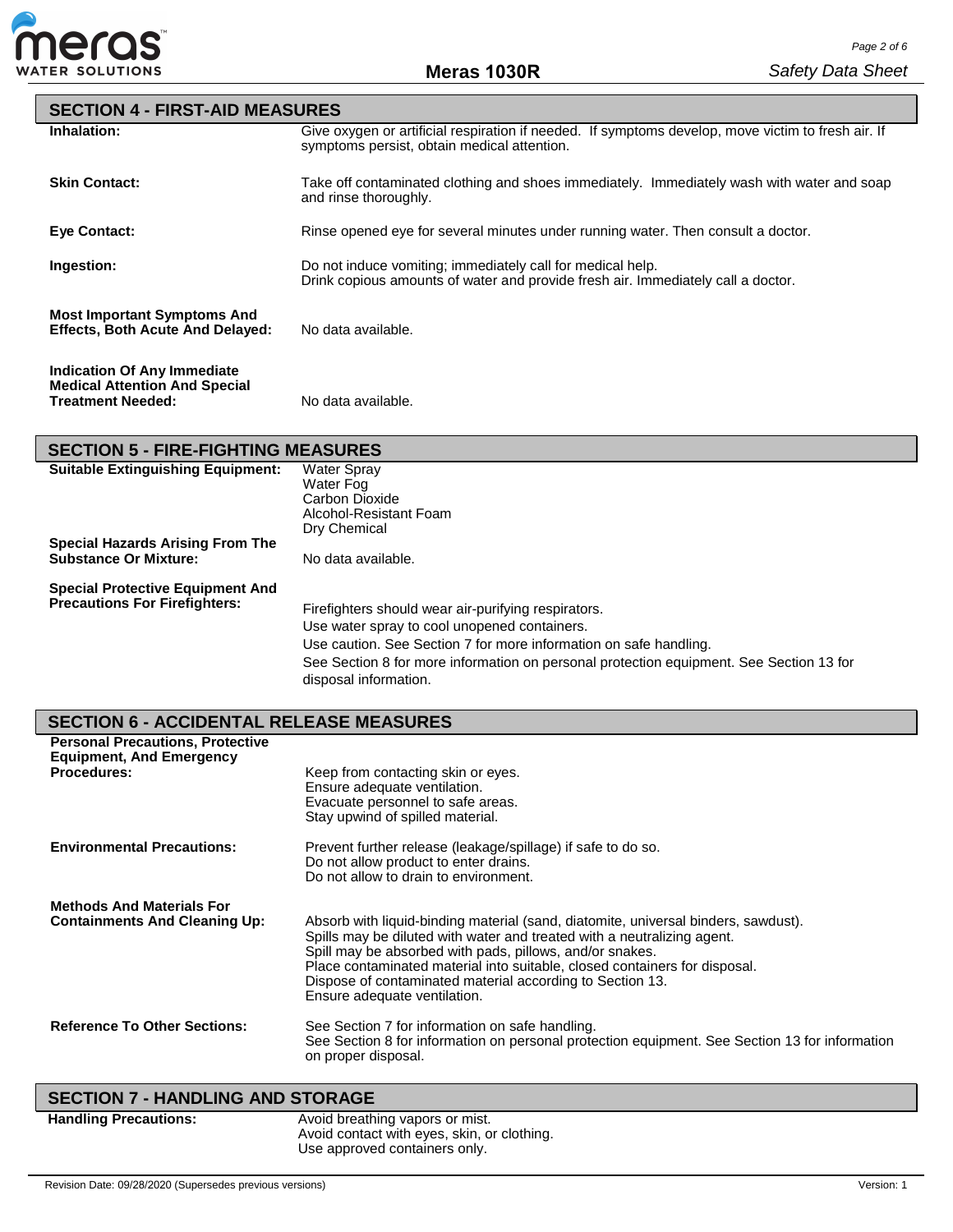## SECTION 4 - FIRST-AID MEASURES

**Inhalation:** Give oxygen or artificial respiration if needed. If symptoms develop, move victim to fresh air. If symptoms persist, obtain medical attention.

**Skin Contact:** Take off contaminated clothing and shoes immediately. Immediately wash with water and soap and rinse thoroughly.

**Eye Contact:** Rinse opened eye for several minutes under running water. Then consult a doctor.

**Ingestion:** Do not induce vomiting; immediately call for medical help.
Drink copious amounts of water and provide fresh air. Immediately call a doctor.

**Most Important Symptoms And Effects, Both Acute And Delayed:** No data available.

**Indication Of Any Immediate Medical Attention And Special Treatment Needed:** No data available.

## SECTION 5 - FIRE-FIGHTING MEASURES

**Suitable Extinguishing Equipment:**
Water Spray
Water Fog
Carbon Dioxide
Alcohol-Resistant Foam
Dry Chemical

**Special Hazards Arising From The Substance Or Mixture:** No data available.

**Special Protective Equipment And Precautions For Firefighters:**
Firefighters should wear air-purifying respirators.
Use water spray to cool unopened containers.
Use caution. See Section 7 for more information on safe handling.
See Section 8 for more information on personal protection equipment. See Section 13 for disposal information.

## SECTION 6 - ACCIDENTAL RELEASE MEASURES

**Personal Precautions, Protective Equipment, And Emergency Procedures:**
Keep from contacting skin or eyes.
Ensure adequate ventilation.
Evacuate personnel to safe areas.
Stay upwind of spilled material.

**Environmental Precautions:**
Prevent further release (leakage/spillage) if safe to do so.
Do not allow product to enter drains.
Do not allow to drain to environment.

**Methods And Materials For Containments And Cleaning Up:**
Absorb with liquid-binding material (sand, diatomite, universal binders, sawdust).
Spills may be diluted with water and treated with a neutralizing agent.
Spill may be absorbed with pads, pillows, and/or snakes.
Place contaminated material into suitable, closed containers for disposal.
Dispose of contaminated material according to Section 13.
Ensure adequate ventilation.

**Reference To Other Sections:**
See Section 7 for information on safe handling.
See Section 8 for information on personal protection equipment. See Section 13 for information on proper disposal.

## SECTION 7 - HANDLING AND STORAGE

**Handling Precautions:**
Avoid breathing vapors or mist.
Avoid contact with eyes, skin, or clothing.
Use approved containers only.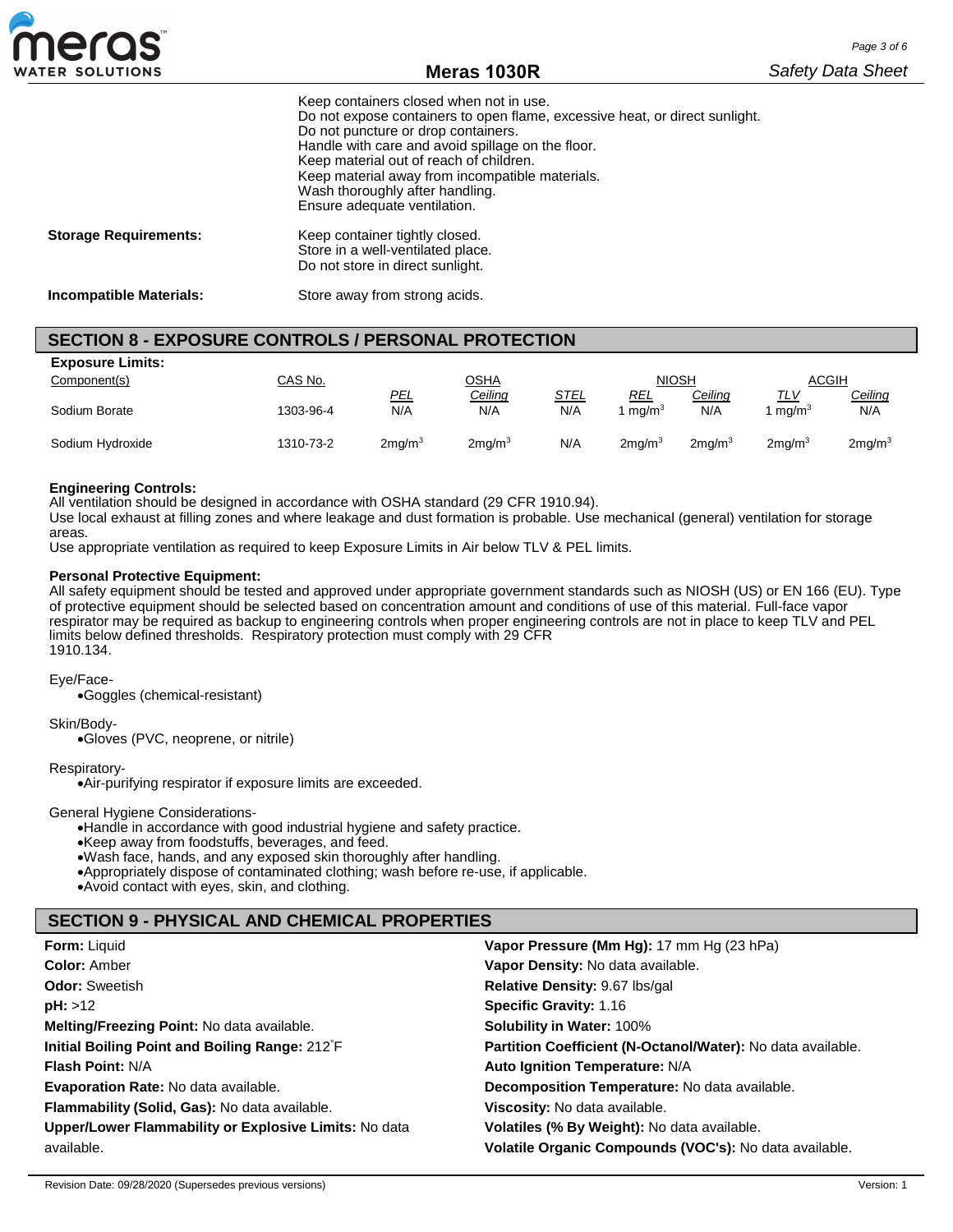Keep containers closed when not in use.
Do not expose containers to open flame, excessive heat, or direct sunlight.
Do not puncture or drop containers.
Handle with care and avoid spillage on the floor.
Keep material out of reach of children.
Keep material away from incompatible materials.
Wash thoroughly after handling.
Ensure adequate ventilation.

**Storage Requirements:** Keep container tightly closed.
Store in a well-ventilated place.
Do not store in direct sunlight.

**Incompatible Materials:** Store away from strong acids.

## SECTION 8 - EXPOSURE CONTROLS / PERSONAL PROTECTION

**Exposure Limits:**

| Component(s) | CAS No. | OSHA | | | NIOSH | | ACGIH | |
|---|---|---|---|---|---|---|---|---|
| | | PEL | Ceiling | STEL | REL | Ceiling | TLV | Ceiling |
| Sodium Borate | 1303-96-4 | N/A | N/A | N/A | 1 mg/m$^3$ | N/A | 1 mg/m$^3$ | N/A |
| Sodium Hydroxide | 1310-73-2 | 2mg/m$^3$ | 2mg/m$^3$ | N/A | 2mg/m$^3$ | 2mg/m$^3$ | 2mg/m$^3$ | 2mg/m$^3$ |

**Engineering Controls:**
All ventilation should be designed in accordance with OSHA standard (29 CFR 1910.94).
Use local exhaust at filling zones and where leakage and dust formation is probable. Use mechanical (general) ventilation for storage areas.
Use appropriate ventilation as required to keep Exposure Limits in Air below TLV & PEL limits.

**Personal Protective Equipment:**
All safety equipment should be tested and approved under appropriate government standards such as NIOSH (US) or EN 166 (EU). Type of protective equipment should be selected based on concentration amount and conditions of use of this material. Full-face vapor respirator may be required as backup to engineering controls when proper engineering controls are not in place to keep TLV and PEL limits below defined thresholds. Respiratory protection must comply with 29 CFR 1910.134.

Eye/Face-
- Goggles (chemical-resistant)

Skin/Body-
- Gloves (PVC, neoprene, or nitrile)

Respiratory-
- Air-purifying respirator if exposure limits are exceeded.

General Hygiene Considerations-
- Handle in accordance with good industrial hygiene and safety practice.
- Keep away from foodstuffs, beverages, and feed.
- Wash face, hands, and any exposed skin thoroughly after handling.
- Appropriately dispose of contaminated clothing; wash before re-use, if applicable.
- Avoid contact with eyes, skin, and clothing.

## SECTION 9 - PHYSICAL AND CHEMICAL PROPERTIES

**Form:** Liquid
**Color:** Amber
**Odor:** Sweetish
**pH:** >12
**Melting/Freezing Point:** No data available.
**Initial Boiling Point and Boiling Range:** 212˚F
**Flash Point:** N/A
**Evaporation Rate:** No data available.
**Flammability (Solid, Gas):** No data available.
**Upper/Lower Flammability or Explosive Limits:** No data available.

**Vapor Pressure (Mm Hg):** 17 mm Hg (23 hPa)
**Vapor Density:** No data available.
**Relative Density:** 9.67 lbs/gal
**Specific Gravity:** 1.16
**Solubility in Water:** 100%
**Partition Coefficient (N-Octanol/Water):** No data available.
**Auto Ignition Temperature:** N/A
**Decomposition Temperature:** No data available.
**Viscosity:** No data available.
**Volatiles (% By Weight):** No data available.
**Volatile Organic Compounds (VOC's):** No data available.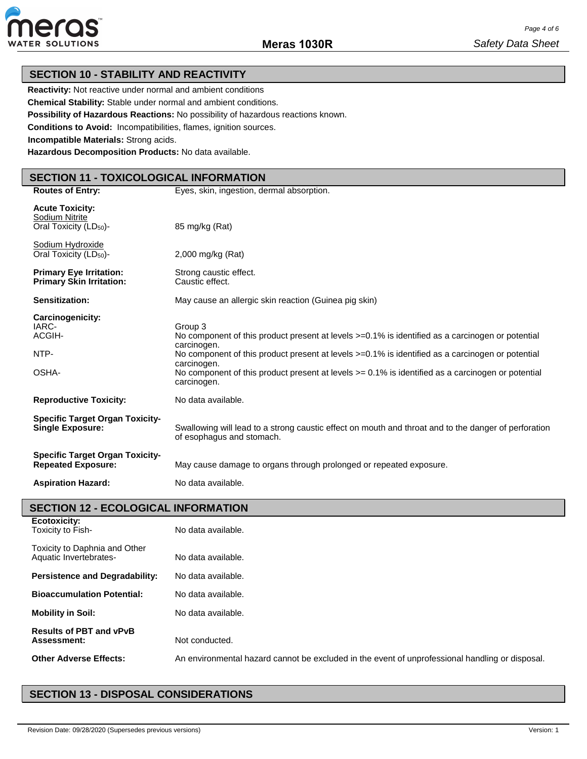## SECTION 10 - STABILITY AND REACTIVITY

**Reactivity:** Not reactive under normal and ambient conditions

**Chemical Stability:** Stable under normal and ambient conditions.

**Possibility of Hazardous Reactions:** No possibility of hazardous reactions known.

**Conditions to Avoid:** Incompatibilities, flames, ignition sources.

**Incompatible Materials:** Strong acids.

**Hazardous Decomposition Products:** No data available.

## SECTION 11 - TOXICOLOGICAL INFORMATION

**Routes of Entry:** Eyes, skin, ingestion, dermal absorption.

**Acute Toxicity:**

Sodium Nitrite
Oral Toxicity ($LD_{50}$)- 85 mg/kg (Rat)

Sodium Hydroxide
Oral Toxicity ($LD_{50}$)- 2,000 mg/kg (Rat)

**Primary Eye Irritation:** Strong caustic effect.
**Primary Skin Irritation:** Caustic effect.

**Sensitization:** May cause an allergic skin reaction (Guinea pig skin)

**Carcinogenicity:**

IARC- Group 3

ACGIH- No component of this product present at levels >=0.1% is identified as a carcinogen or potential carcinogen.

NTP- No component of this product present at levels >=0.1% is identified as a carcinogen or potential carcinogen.

OSHA- No component of this product present at levels >= 0.1% is identified as a carcinogen or potential carcinogen.

**Reproductive Toxicity:** No data available.

**Specific Target Organ Toxicity-Single Exposure:** Swallowing will lead to a strong caustic effect on mouth and throat and to the danger of perforation of esophagus and stomach.

**Specific Target Organ Toxicity-Repeated Exposure:** May cause damage to organs through prolonged or repeated exposure.

**Aspiration Hazard:** No data available.

## SECTION 12 - ECOLOGICAL INFORMATION

**Ecotoxicity:**

Toxicity to Fish- No data available.

Toxicity to Daphnia and Other Aquatic Invertebrates- No data available.

**Persistence and Degradability:** No data available.

**Bioaccumulation Potential:** No data available.

**Mobility in Soil:** No data available.

**Results of PBT and vPvB Assessment:** Not conducted.

**Other Adverse Effects:** An environmental hazard cannot be excluded in the event of unprofessional handling or disposal.

## SECTION 13 - DISPOSAL CONSIDERATIONS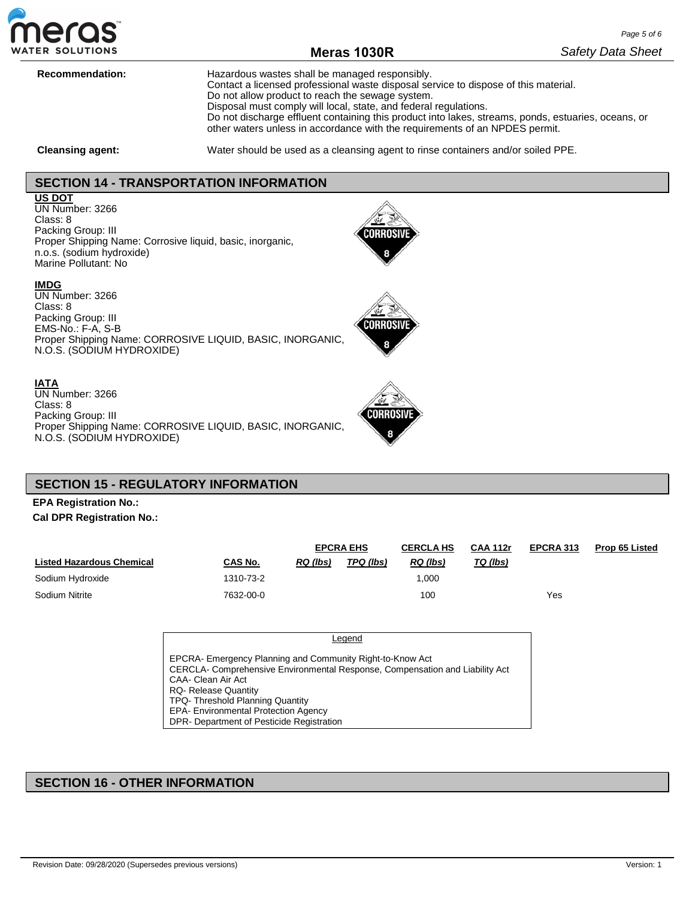**Recommendation:** Hazardous wastes shall be managed responsibly.
Contact a licensed professional waste disposal service to dispose of this material.
Do not allow product to reach the sewage system.
Disposal must comply will local, state, and federal regulations.
Do not discharge effluent containing this product into lakes, streams, ponds, estuaries, oceans, or other waters unless in accordance with the requirements of an NPDES permit.

**Cleansing agent:** Water should be used as a cleansing agent to rinse containers and/or soiled PPE.

## SECTION 14 - TRANSPORTATION INFORMATION

**US DOT**
UN Number: 3266
Class: 8
Packing Group: III
Proper Shipping Name: Corrosive liquid, basic, inorganic, n.o.s. (sodium hydroxide)
Marine Pollutant: No

**IMDG**
UN Number: 3266
Class: 8
Packing Group: III
EMS-No.: F-A, S-B
Proper Shipping Name: CORROSIVE LIQUID, BASIC, INORGANIC, N.O.S. (SODIUM HYDROXIDE)

**IATA**
UN Number: 3266
Class: 8
Packing Group: III
Proper Shipping Name: CORROSIVE LIQUID, BASIC, INORGANIC, N.O.S. (SODIUM HYDROXIDE)

## SECTION 15 - REGULATORY INFORMATION

**EPA Registration No.:**

**Cal DPR Registration No.:**

| | | EPCRA EHS | | CERCLA HS | CAA 112r | EPCRA 313 | Prop 65 Listed |
|---|---|---|---|---|---|---|---|
| **Listed Hazardous Chemical** | **CAS No.** | ***RQ (lbs)*** | ***TPQ (lbs)*** | ***RQ (lbs)*** | ***TQ (lbs)*** | | |
| Sodium Hydroxide | 1310-73-2 | | | 1,000 | | | |
| Sodium Nitrite | 7632-00-0 | | | 100 | | Yes | |

Legend

EPCRA- Emergency Planning and Community Right-to-Know Act
CERCLA- Comprehensive Environmental Response, Compensation and Liability Act
CAA- Clean Air Act
RQ- Release Quantity
TPQ- Threshold Planning Quantity
EPA- Environmental Protection Agency
DPR- Department of Pesticide Registration

## SECTION 16 - OTHER INFORMATION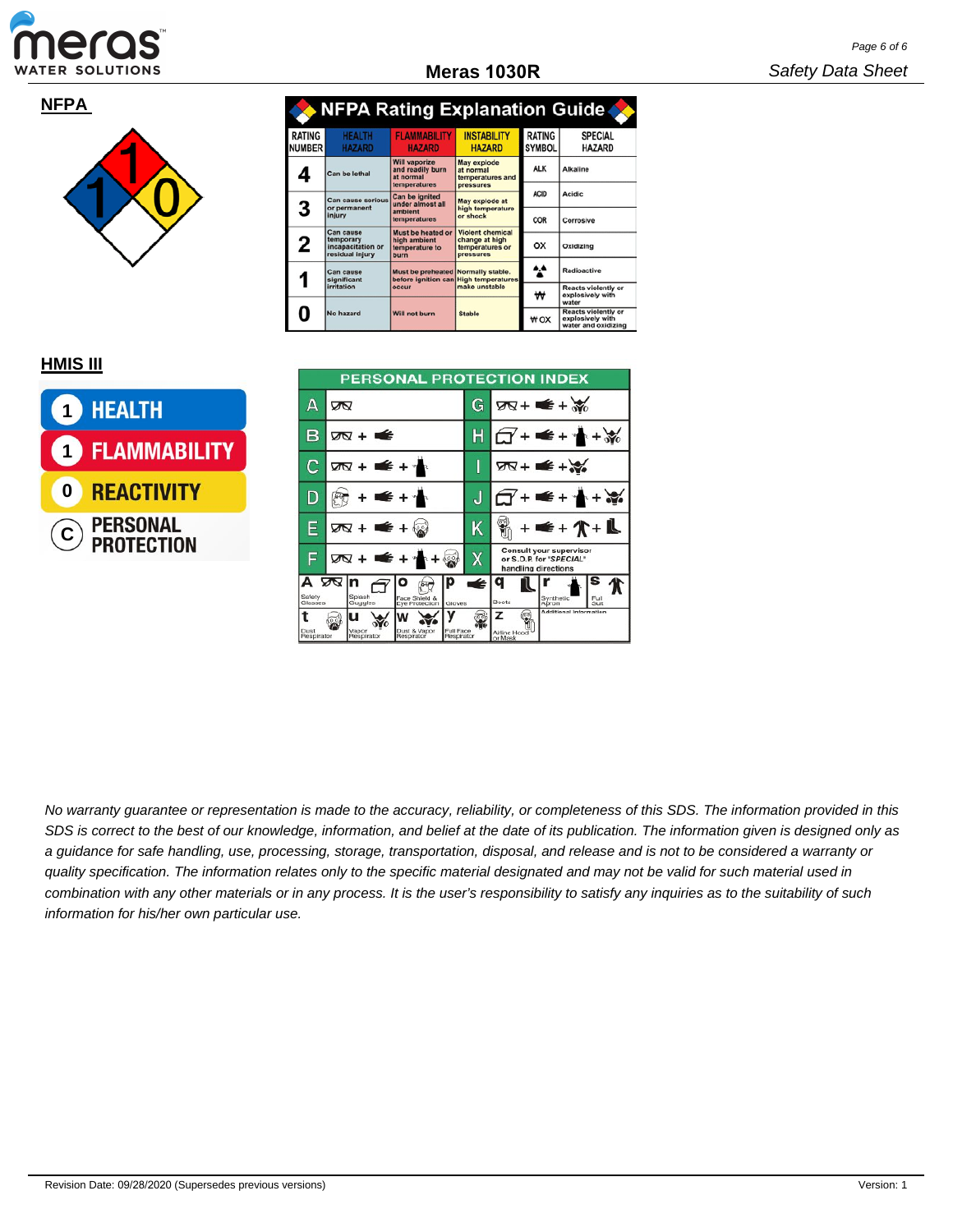## NFPA

Health: 1, Flammability: 1, Instability: 0

### NFPA Rating Explanation Guide

| RATING NUMBER | HEALTH HAZARD | FLAMMABILITY HAZARD | INSTABILITY HAZARD | RATING SYMBOL | SPECIAL HAZARD |
|---|---|---|---|---|---|
| 4 | Can be lethal | Will vaporize and readily burn at normal temperatures | May explode at normal temperatures and pressures | ALK | Alkaline |
| | | | | ACID | Acidic |
| 3 | Can cause serious or permanent injury | Can be ignited under almost all ambient temperatures | May explode at high temperature or shock | COR | Corrosive |
| 2 | Can cause temporary incapacitation or residual injury | Must be heated or high ambient temperature to burn | Violent chemical change at high temperatures or pressures | OX | Oxidizing |
| | | | | | Radioactive |
| 1 | Can cause significant irritation | Must be preheated before ignition can occur | Normally stable. High temperatures make unstable | ₩ | Reacts violently or explosively with water |
| 0 | No hazard | Will not burn | Stable | ₩OX | Reacts violently or explosively with water and oxidizing |

## HMIS III

| | |
|---|---|
| HEALTH | 1 |
| FLAMMABILITY | 1 |
| REACTIVITY | 0 |
| PERSONAL PROTECTION | C |

### PERSONAL PROTECTION INDEX

| | | | |
|---|---|---|---|
| A | Safety Glasses | G | Safety Glasses + Gloves + Dust & Vapor Respirator |
| B | Safety Glasses + Gloves | H | Splash Goggles + Gloves + Synthetic Apron + Dust & Vapor Respirator |
| C | Safety Glasses + Gloves + Synthetic Apron | I | Safety Glasses + Gloves + Dust & Vapor Respirator |
| D | Face Shield & Eye Protection + Gloves + Synthetic Apron | J | Splash Goggles + Gloves + Synthetic Apron + Dust & Vapor Respirator |
| E | Safety Glasses + Gloves + Dust Respirator | K | Airline Hood or Mask + Gloves + Full Suit + Boots |
| F | Safety Glasses + Gloves + Synthetic Apron + Dust Respirator | X | Consult your supervisor or S.O.P. for "SPECIAL" handling directions |

| | | | | | | | |
|---|---|---|---|---|---|---|---|
| a Safety Glasses | n Splash Goggles | o Face Shield & Eye Protection | p Gloves | q Boots | r Synthetic Apron | s Full Suit | |
| t Dust Respirator | u Vapor Respirator | w Dust & Vapor Respirator | y Full Face Respirator | z Airline Hood or Mask | Additional Information | | |

*No warranty guarantee or representation is made to the accuracy, reliability, or completeness of this SDS. The information provided in this SDS is correct to the best of our knowledge, information, and belief at the date of its publication. The information given is designed only as a guidance for safe handling, use, processing, storage, transportation, disposal, and release and is not to be considered a warranty or quality specification. The information relates only to the specific material designated and may not be valid for such material used in combination with any other materials or in any process. It is the user's responsibility to satisfy any inquiries as to the suitability of such information for his/her own particular use.*

Revision Date: 09/28/2020 (Supersedes previous versions) Version: 1